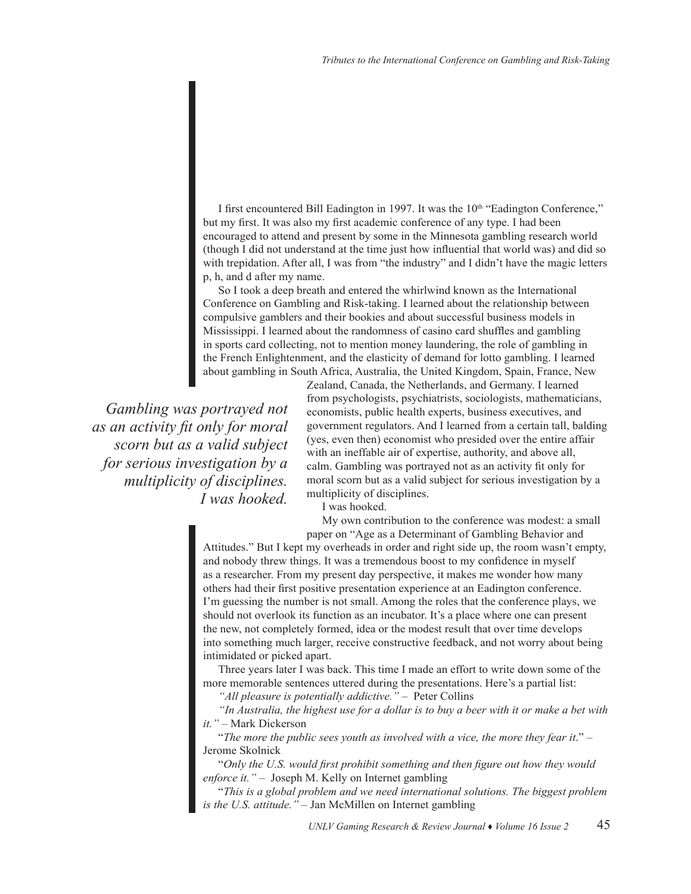I first encountered Bill Eadington in 1997. It was the 10th "Eadington Conference," but my first. It was also my first academic conference of any type. I had been encouraged to attend and present by some in the Minnesota gambling research world (though I did not understand at the time just how influential that world was) and did so with trepidation. After all, I was from "the industry" and I didn't have the magic letters p, h, and d after my name.

So I took a deep breath and entered the whirlwind known as the International Conference on Gambling and Risk-taking. I learned about the relationship between compulsive gamblers and their bookies and about successful business models in Mississippi. I learned about the randomness of casino card shuffles and gambling in sports card collecting, not to mention money laundering, the role of gambling in the French Enlightenment, and the elasticity of demand for lotto gambling. I learned about gambling in South Africa, Australia, the United Kingdom, Spain, France, New Zealand, Canada, the Netherlands, and Germany. I learned from psychologists, psychiatrists, sociologists, mathematicians, economists, public health experts, business executives, and government regulators. And I learned from a certain tall, balding (yes, even then) economist who presided over the entire affair with an ineffable air of expertise, authority, and above all, calm. Gambling was portrayed not as an activity fit only for moral scorn but as a valid subject for serious investigation by a multiplicity of disciplines.

I was hooked.

> *Gambling was portrayed not as an activity fit only for moral scorn but as a valid subject for serious investigation by a multiplicity of disciplines. I was hooked.*

My own contribution to the conference was modest: a small paper on "Age as a Determinant of Gambling Behavior and Attitudes." But I kept my overheads in order and right side up, the room wasn't empty, and nobody threw things. It was a tremendous boost to my confidence in myself as a researcher. From my present day perspective, it makes me wonder how many others had their first positive presentation experience at an Eadington conference. I'm guessing the number is not small. Among the roles that the conference plays, we should not overlook its function as an incubator. It's a place where one can present the new, not completely formed, idea or the modest result that over time develops into something much larger, receive constructive feedback, and not worry about being intimidated or picked apart.

Three years later I was back. This time I made an effort to write down some of the more memorable sentences uttered during the presentations. Here's a partial list:

*"All pleasure is potentially addictive."* – Peter Collins

*"In Australia, the highest use for a dollar is to buy a beer with it or make a bet with it."* – Mark Dickerson

"*The more the public sees youth as involved with a vice, the more they fear it*." – Jerome Skolnick

"*Only the U.S. would first prohibit something and then figure out how they would enforce it."* – Joseph M. Kelly on Internet gambling

"*This is a global problem and we need international solutions. The biggest problem is the U.S. attitude."* – Jan McMillen on Internet gambling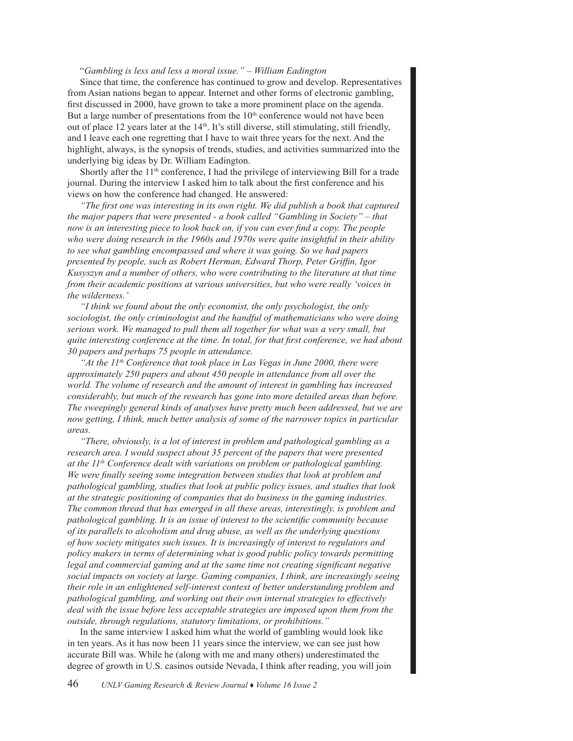"*Gambling is less and less a moral issue." – William Eadington*

Since that time, the conference has continued to grow and develop. Representatives from Asian nations began to appear. Internet and other forms of electronic gambling, first discussed in 2000, have grown to take a more prominent place on the agenda. But a large number of presentations from the 10th conference would not have been out of place 12 years later at the 14th. It's still diverse, still stimulating, still friendly, and I leave each one regretting that I have to wait three years for the next. And the highlight, always, is the synopsis of trends, studies, and activities summarized into the underlying big ideas by Dr. William Eadington.

Shortly after the 11th conference, I had the privilege of interviewing Bill for a trade journal. During the interview I asked him to talk about the first conference and his views on how the conference had changed. He answered:

*"The first one was interesting in its own right. We did publish a book that captured the major papers that were presented - a book called "Gambling in Society" – that now is an interesting piece to look back on, if you can ever find a copy. The people who were doing research in the 1960s and 1970s were quite insightful in their ability to see what gambling encompassed and where it was going. So we had papers presented by people, such as Robert Herman, Edward Thorp, Peter Griffin, Igor Kusyszyn and a number of others, who were contributing to the literature at that time from their academic positions at various universities, but who were really 'voices in the wilderness.'*

*"I think we found about the only economist, the only psychologist, the only sociologist, the only criminologist and the handful of mathematicians who were doing serious work. We managed to pull them all together for what was a very small, but quite interesting conference at the time. In total, for that first conference, we had about 30 papers and perhaps 75 people in attendance.*

*"At the 11th Conference that took place in Las Vegas in June 2000, there were approximately 250 papers and about 450 people in attendance from all over the world. The volume of research and the amount of interest in gambling has increased considerably, but much of the research has gone into more detailed areas than before. The sweepingly general kinds of analyses have pretty much been addressed, but we are now getting, I think, much better analysis of some of the narrower topics in particular areas.*

*"There, obviously, is a lot of interest in problem and pathological gambling as a research area. I would suspect about 35 percent of the papers that were presented at the 11th Conference dealt with variations on problem or pathological gambling. We were finally seeing some integration between studies that look at problem and pathological gambling, studies that look at public policy issues, and studies that look at the strategic positioning of companies that do business in the gaming industries. The common thread that has emerged in all these areas, interestingly, is problem and pathological gambling. It is an issue of interest to the scientific community because of its parallels to alcoholism and drug abuse, as well as the underlying questions of how society mitigates such issues. It is increasingly of interest to regulators and policy makers in terms of determining what is good public policy towards permitting legal and commercial gaming and at the same time not creating significant negative social impacts on society at large. Gaming companies, I think, are increasingly seeing their role in an enlightened self-interest context of better understanding problem and pathological gambling, and working out their own internal strategies to effectively deal with the issue before less acceptable strategies are imposed upon them from the outside, through regulations, statutory limitations, or prohibitions."*

In the same interview I asked him what the world of gambling would look like in ten years. As it has now been 11 years since the interview, we can see just how accurate Bill was. While he (along with me and many others) underestimated the degree of growth in U.S. casinos outside Nevada, I think after reading, you will join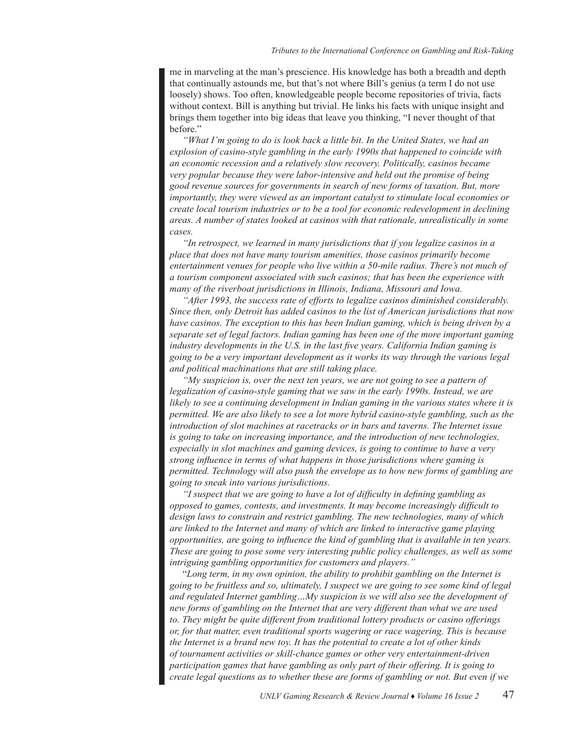me in marveling at the man's prescience. His knowledge has both a breadth and depth that continually astounds me, but that's not where Bill's genius (a term I do not use loosely) shows. Too often, knowledgeable people become repositories of trivia, facts without context. Bill is anything but trivial. He links his facts with unique insight and brings them together into big ideas that leave you thinking, "I never thought of that before."

*"What I'm going to do is look back a little bit. In the United States, we had an explosion of casino-style gambling in the early 1990s that happened to coincide with an economic recession and a relatively slow recovery. Politically, casinos became very popular because they were labor-intensive and held out the promise of being good revenue sources for governments in search of new forms of taxation. But, more importantly, they were viewed as an important catalyst to stimulate local economies or create local tourism industries or to be a tool for economic redevelopment in declining areas. A number of states looked at casinos with that rationale, unrealistically in some cases.*

*"In retrospect, we learned in many jurisdictions that if you legalize casinos in a place that does not have many tourism amenities, those casinos primarily become entertainment venues for people who live within a 50-mile radius. There's not much of a tourism component associated with such casinos; that has been the experience with many of the riverboat jurisdictions in Illinois, Indiana, Missouri and Iowa.*

*"After 1993, the success rate of efforts to legalize casinos diminished considerably. Since then, only Detroit has added casinos to the list of American jurisdictions that now have casinos. The exception to this has been Indian gaming, which is being driven by a separate set of legal factors. Indian gaming has been one of the more important gaming industry developments in the U.S. in the last five years. California Indian gaming is going to be a very important development as it works its way through the various legal and political machinations that are still taking place.*

*"My suspicion is, over the next ten years, we are not going to see a pattern of legalization of casino-style gaming that we saw in the early 1990s. Instead, we are likely to see a continuing development in Indian gaming in the various states where it is permitted. We are also likely to see a lot more hybrid casino-style gambling, such as the introduction of slot machines at racetracks or in bars and taverns. The Internet issue is going to take on increasing importance, and the introduction of new technologies, especially in slot machines and gaming devices, is going to continue to have a very strong influence in terms of what happens in those jurisdictions where gaming is permitted. Technology will also push the envelope as to how new forms of gambling are going to sneak into various jurisdictions.*

*"I suspect that we are going to have a lot of difficulty in defining gambling as opposed to games, contests, and investments. It may become increasingly difficult to design laws to constrain and restrict gambling. The new technologies, many of which are linked to the Internet and many of which are linked to interactive game playing opportunities, are going to influence the kind of gambling that is available in ten years. These are going to pose some very interesting public policy challenges, as well as some intriguing gambling opportunities for customers and players."*

"*Long term, in my own opinion, the ability to prohibit gambling on the Internet is going to be fruitless and so, ultimately, I suspect we are going to see some kind of legal and regulated Internet gambling…My suspicion is we will also see the development of new forms of gambling on the Internet that are very different than what we are used to. They might be quite different from traditional lottery products or casino offerings or, for that matter, even traditional sports wagering or race wagering. This is because the Internet is a brand new toy. It has the potential to create a lot of other kinds of tournament activities or skill-chance games or other very entertainment-driven participation games that have gambling as only part of their offering. It is going to create legal questions as to whether these are forms of gambling or not. But even if we*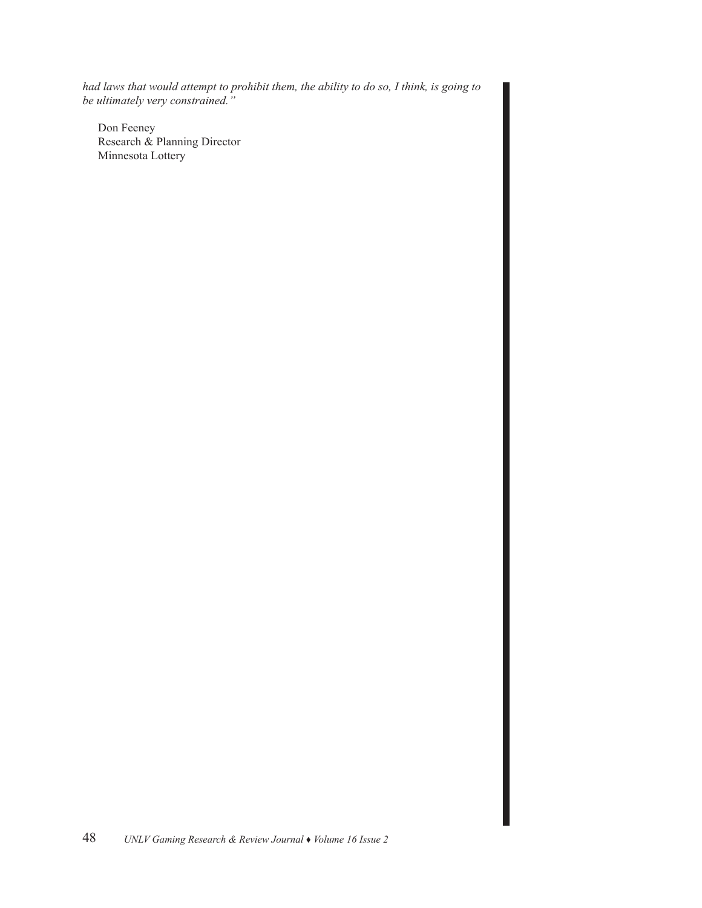*had laws that would attempt to prohibit them, the ability to do so, I think, is going to be ultimately very constrained."*

Don Feeney
Research & Planning Director
Minnesota Lottery